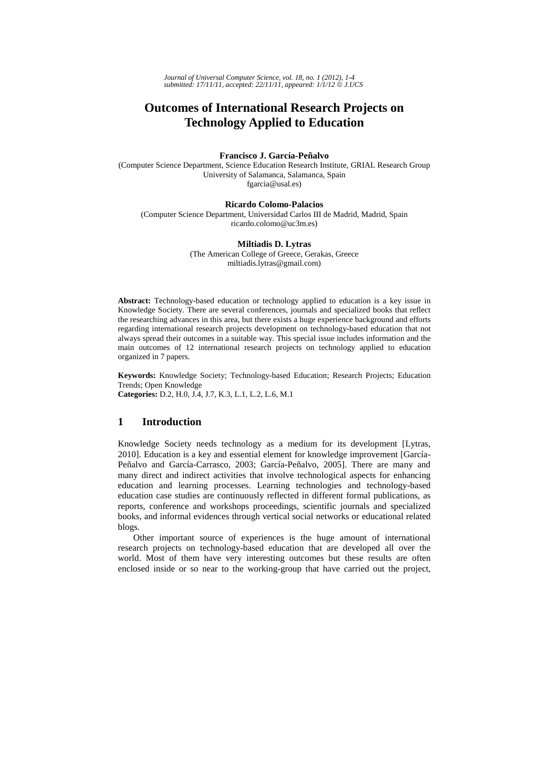# Outcomes of International Research Projects on Technology Applied to Education

**Francisco J. García-Peñalvo**
(Computer Science Department, Science Education Research Institute, GRIAL Research Group
University of Salamanca, Salamanca, Spain
fgarcia@usal.es)

**Ricardo Colomo-Palacios**
(Computer Science Department, Universidad Carlos III de Madrid, Madrid, Spain
ricardo.colomo@uc3m.es)

**Miltiadis D. Lytras**
(The American College of Greece, Gerakas, Greece
miltiadis.lytras@gmail.com)

**Abstract:** Technology-based education or technology applied to education is a key issue in Knowledge Society. There are several conferences, journals and specialized books that reflect the researching advances in this area, but there exists a huge experience background and efforts regarding international research projects development on technology-based education that not always spread their outcomes in a suitable way. This special issue includes information and the main outcomes of 12 international research projects on technology applied to education organized in 7 papers.

**Keywords:** Knowledge Society; Technology-based Education; Research Projects; Education Trends; Open Knowledge
**Categories:** D.2, H.0, J.4, J.7, K.3, L.1, L.2, L.6, M.1

## 1 Introduction

Knowledge Society needs technology as a medium for its development [Lytras, 2010]. Education is a key and essential element for knowledge improvement [García-Peñalvo and García-Carrasco, 2003; García-Peñalvo, 2005]. There are many and many direct and indirect activities that involve technological aspects for enhancing education and learning processes. Learning technologies and technology-based education case studies are continuously reflected in different formal publications, as reports, conference and workshops proceedings, scientific journals and specialized books, and informal evidences through vertical social networks or educational related blogs.

Other important source of experiences is the huge amount of international research projects on technology-based education that are developed all over the world. Most of them have very interesting outcomes but these results are often enclosed inside or so near to the working-group that have carried out the project,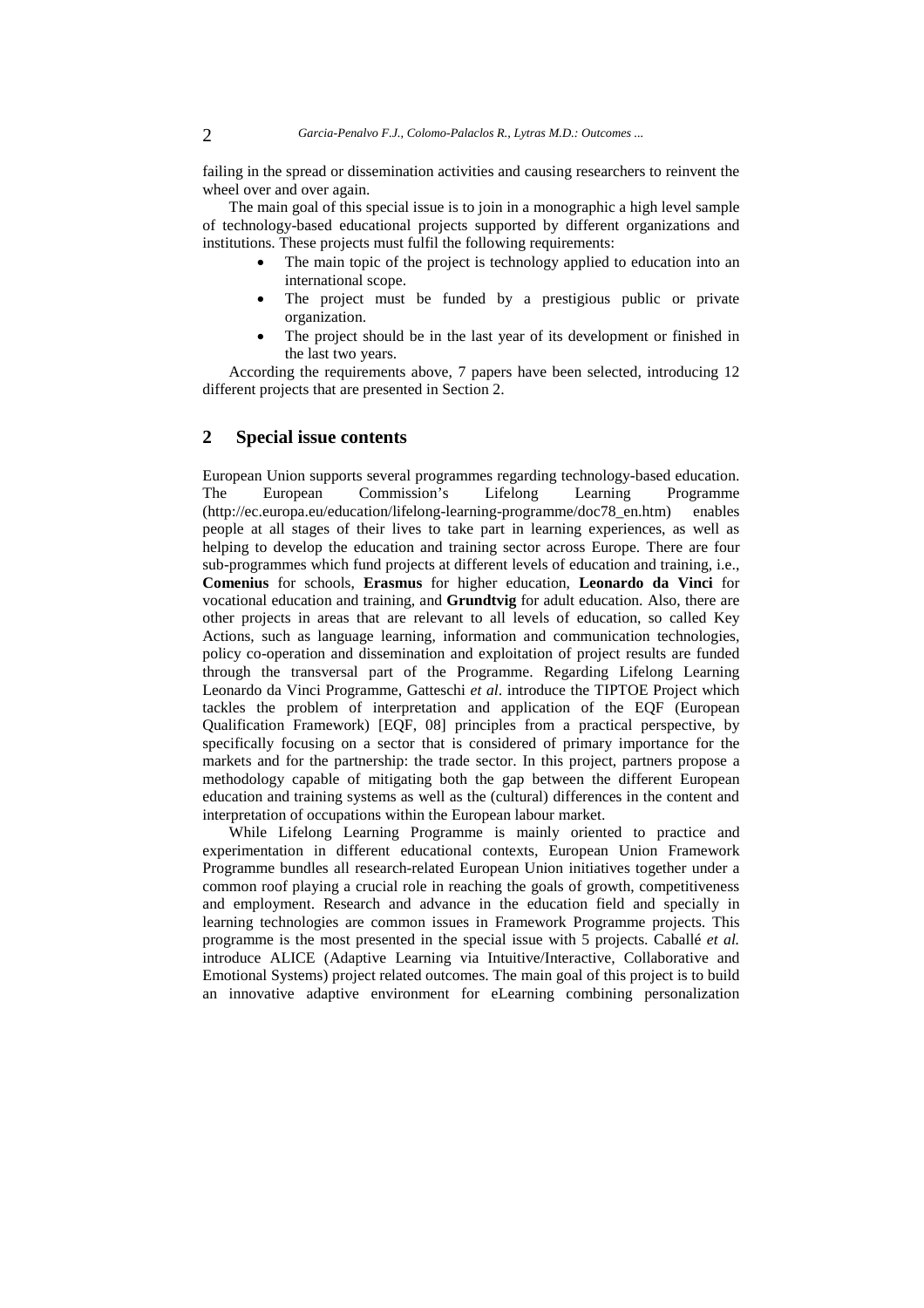failing in the spread or dissemination activities and causing researchers to reinvent the wheel over and over again.

The main goal of this special issue is to join in a monographic a high level sample of technology-based educational projects supported by different organizations and institutions. These projects must fulfil the following requirements:

- The main topic of the project is technology applied to education into an international scope.
- The project must be funded by a prestigious public or private organization.
- The project should be in the last year of its development or finished in the last two years.

According the requirements above, 7 papers have been selected, introducing 12 different projects that are presented in Section 2.

## 2 Special issue contents

European Union supports several programmes regarding technology-based education. The European Commission's Lifelong Learning Programme (http://ec.europa.eu/education/lifelong-learning-programme/doc78_en.htm) enables people at all stages of their lives to take part in learning experiences, as well as helping to develop the education and training sector across Europe. There are four sub-programmes which fund projects at different levels of education and training, i.e., **Comenius** for schools, **Erasmus** for higher education, **Leonardo da Vinci** for vocational education and training, and **Grundtvig** for adult education. Also, there are other projects in areas that are relevant to all levels of education, so called Key Actions, such as language learning, information and communication technologies, policy co-operation and dissemination and exploitation of project results are funded through the transversal part of the Programme. Regarding Lifelong Learning Leonardo da Vinci Programme, Gatteschi *et al*. introduce the TIPTOE Project which tackles the problem of interpretation and application of the EQF (European Qualification Framework) [EQF, 08] principles from a practical perspective, by specifically focusing on a sector that is considered of primary importance for the markets and for the partnership: the trade sector. In this project, partners propose a methodology capable of mitigating both the gap between the different European education and training systems as well as the (cultural) differences in the content and interpretation of occupations within the European labour market.

While Lifelong Learning Programme is mainly oriented to practice and experimentation in different educational contexts, European Union Framework Programme bundles all research-related European Union initiatives together under a common roof playing a crucial role in reaching the goals of growth, competitiveness and employment. Research and advance in the education field and specially in learning technologies are common issues in Framework Programme projects. This programme is the most presented in the special issue with 5 projects. Caballé *et al.* introduce ALICE (Adaptive Learning via Intuitive/Interactive, Collaborative and Emotional Systems) project related outcomes. The main goal of this project is to build an innovative adaptive environment for eLearning combining personalization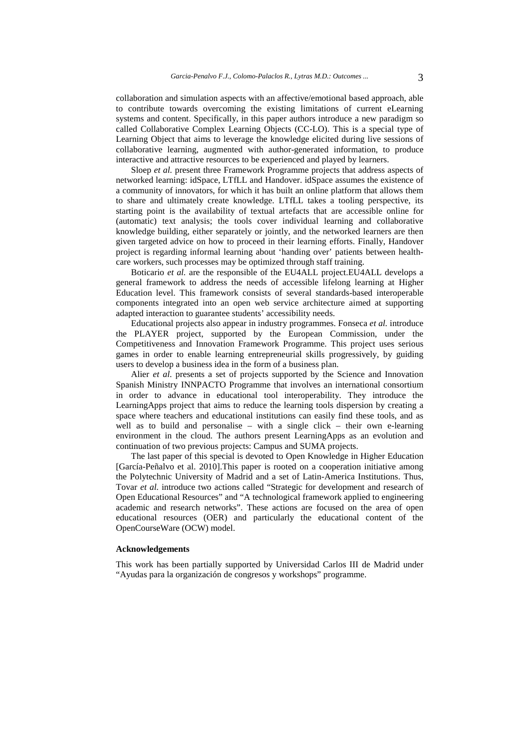collaboration and simulation aspects with an affective/emotional based approach, able to contribute towards overcoming the existing limitations of current eLearning systems and content. Specifically, in this paper authors introduce a new paradigm so called Collaborative Complex Learning Objects (CC-LO). This is a special type of Learning Object that aims to leverage the knowledge elicited during live sessions of collaborative learning, augmented with author-generated information, to produce interactive and attractive resources to be experienced and played by learners.

Sloep *et al.* present three Framework Programme projects that address aspects of networked learning: idSpace, LTfLL and Handover. idSpace assumes the existence of a community of innovators, for which it has built an online platform that allows them to share and ultimately create knowledge. LTfLL takes a tooling perspective, its starting point is the availability of textual artefacts that are accessible online for (automatic) text analysis; the tools cover individual learning and collaborative knowledge building, either separately or jointly, and the networked learners are then given targeted advice on how to proceed in their learning efforts. Finally, Handover project is regarding informal learning about 'handing over' patients between health-care workers, such processes may be optimized through staff training.

Boticario *et al.* are the responsible of the EU4ALL project.EU4ALL develops a general framework to address the needs of accessible lifelong learning at Higher Education level. This framework consists of several standards-based interoperable components integrated into an open web service architecture aimed at supporting adapted interaction to guarantee students' accessibility needs.

Educational projects also appear in industry programmes. Fonseca *et al.* introduce the PLAYER project, supported by the European Commission, under the Competitiveness and Innovation Framework Programme. This project uses serious games in order to enable learning entrepreneurial skills progressively, by guiding users to develop a business idea in the form of a business plan.

Alier *et al.* presents a set of projects supported by the Science and Innovation Spanish Ministry INNPACTO Programme that involves an international consortium in order to advance in educational tool interoperability. They introduce the LearningApps project that aims to reduce the learning tools dispersion by creating a space where teachers and educational institutions can easily find these tools, and as well as to build and personalise – with a single click – their own e-learning environment in the cloud. The authors present LearningApps as an evolution and continuation of two previous projects: Campus and SUMA projects.

The last paper of this special is devoted to Open Knowledge in Higher Education [García-Peñalvo et al. 2010].This paper is rooted on a cooperation initiative among the Polytechnic University of Madrid and a set of Latin-America Institutions. Thus, Tovar *et al.* introduce two actions called "Strategic for development and research of Open Educational Resources" and "A technological framework applied to engineering academic and research networks". These actions are focused on the area of open educational resources (OER) and particularly the educational content of the OpenCourseWare (OCW) model.

### Acknowledgements

This work has been partially supported by Universidad Carlos III de Madrid under "Ayudas para la organización de congresos y workshops" programme.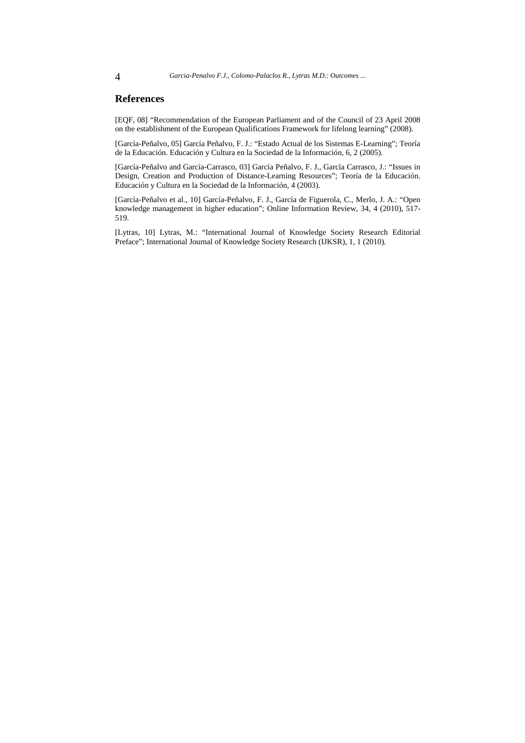## References

[EQF, 08] "Recommendation of the European Parliament and of the Council of 23 April 2008 on the establishment of the European Qualifications Framework for lifelong learning" (2008).

[García-Peñalvo, 05] García Peñalvo, F. J.: "Estado Actual de los Sistemas E-Learning"; Teoría de la Educación. Educación y Cultura en la Sociedad de la Información, 6, 2 (2005).

[García-Peñalvo and García-Carrasco, 03] García Peñalvo, F. J., García Carrasco, J.: "Issues in Design, Creation and Production of Distance-Learning Resources"; Teoría de la Educación. Educación y Cultura en la Sociedad de la Información, 4 (2003).

[García-Peñalvo et al., 10] García-Peñalvo, F. J., García de Figuerola, C., Merlo, J. A.: "Open knowledge management in higher education"; Online Information Review, 34, 4 (2010), 517-519.

[Lytras, 10] Lytras, M.: "International Journal of Knowledge Society Research Editorial Preface"; International Journal of Knowledge Society Research (IJKSR), 1, 1 (2010).